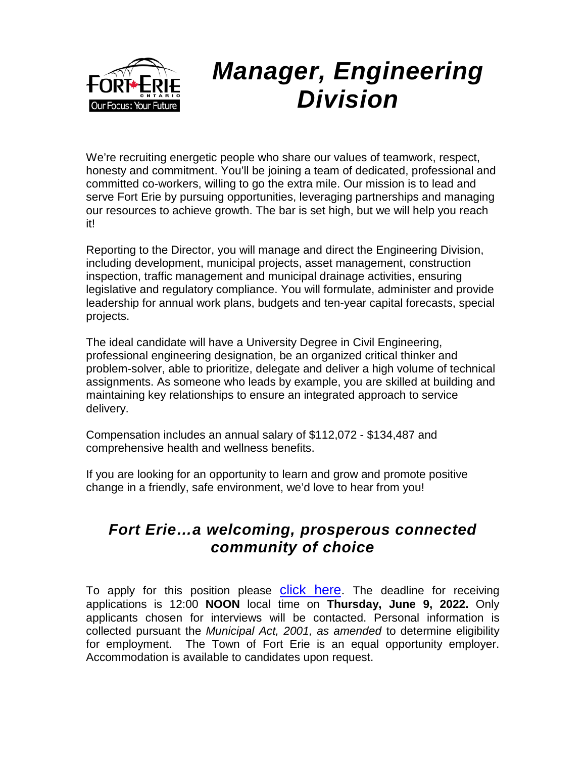# *Manager, Engineering Division*

We're recruiting energetic people who share our values of teamwork, respect, honesty and commitment. You'll be joining a team of dedicated, professional and committed co-workers, willing to go the extra mile. Our mission is to lead and serve Fort Erie by pursuing opportunities, leveraging partnerships and managing our resources to achieve growth. The bar is set high, but we will help you reach it!

Reporting to the Director, you will manage and direct the Engineering Division, including development, municipal projects, asset management, construction inspection, traffic management and municipal drainage activities, ensuring legislative and regulatory compliance. You will formulate, administer and provide leadership for annual work plans, budgets and ten-year capital forecasts, special projects.

The ideal candidate will have a University Degree in Civil Engineering, professional engineering designation, be an organized critical thinker and problem-solver, able to prioritize, delegate and deliver a high volume of technical assignments. As someone who leads by example, you are skilled at building and maintaining key relationships to ensure an integrated approach to service delivery.

Compensation includes an annual salary of $112,072 - $134,487 and comprehensive health and wellness benefits.

If you are looking for an opportunity to learn and grow and promote positive change in a friendly, safe environment, we'd love to hear from you!

## *Fort Erie…a welcoming, prosperous connected community of choice*

To apply for this position please click here. The deadline for receiving applications is 12:00 **NOON** local time on **Thursday, June 9, 2022.** Only applicants chosen for interviews will be contacted. Personal information is collected pursuant the *Municipal Act, 2001, as amended* to determine eligibility for employment. The Town of Fort Erie is an equal opportunity employer. Accommodation is available to candidates upon request.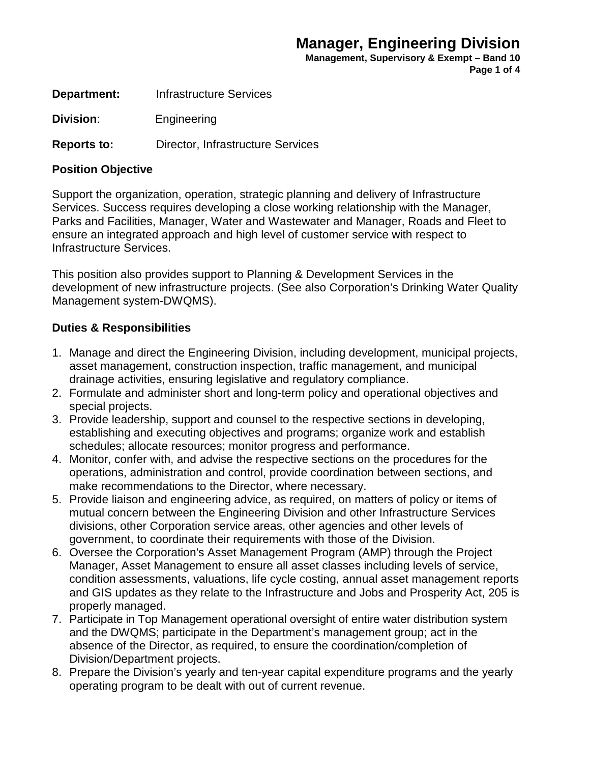# Manager, Engineering Division

**Management, Supervisory & Exempt – Band 10**

**Department:** Infrastructure Services

**Division**: Engineering

**Reports to:** Director, Infrastructure Services

## Position Objective

Support the organization, operation, strategic planning and delivery of Infrastructure Services. Success requires developing a close working relationship with the Manager, Parks and Facilities, Manager, Water and Wastewater and Manager, Roads and Fleet to ensure an integrated approach and high level of customer service with respect to Infrastructure Services.

This position also provides support to Planning & Development Services in the development of new infrastructure projects. (See also Corporation's Drinking Water Quality Management system-DWQMS).

## Duties & Responsibilities

1. Manage and direct the Engineering Division, including development, municipal projects, asset management, construction inspection, traffic management, and municipal drainage activities, ensuring legislative and regulatory compliance.
2. Formulate and administer short and long-term policy and operational objectives and special projects.
3. Provide leadership, support and counsel to the respective sections in developing, establishing and executing objectives and programs; organize work and establish schedules; allocate resources; monitor progress and performance.
4. Monitor, confer with, and advise the respective sections on the procedures for the operations, administration and control, provide coordination between sections, and make recommendations to the Director, where necessary.
5. Provide liaison and engineering advice, as required, on matters of policy or items of mutual concern between the Engineering Division and other Infrastructure Services divisions, other Corporation service areas, other agencies and other levels of government, to coordinate their requirements with those of the Division.
6. Oversee the Corporation's Asset Management Program (AMP) through the Project Manager, Asset Management to ensure all asset classes including levels of service, condition assessments, valuations, life cycle costing, annual asset management reports and GIS updates as they relate to the Infrastructure and Jobs and Prosperity Act, 205 is properly managed.
7. Participate in Top Management operational oversight of entire water distribution system and the DWQMS; participate in the Department's management group; act in the absence of the Director, as required, to ensure the coordination/completion of Division/Department projects.
8. Prepare the Division's yearly and ten-year capital expenditure programs and the yearly operating program to be dealt with out of current revenue.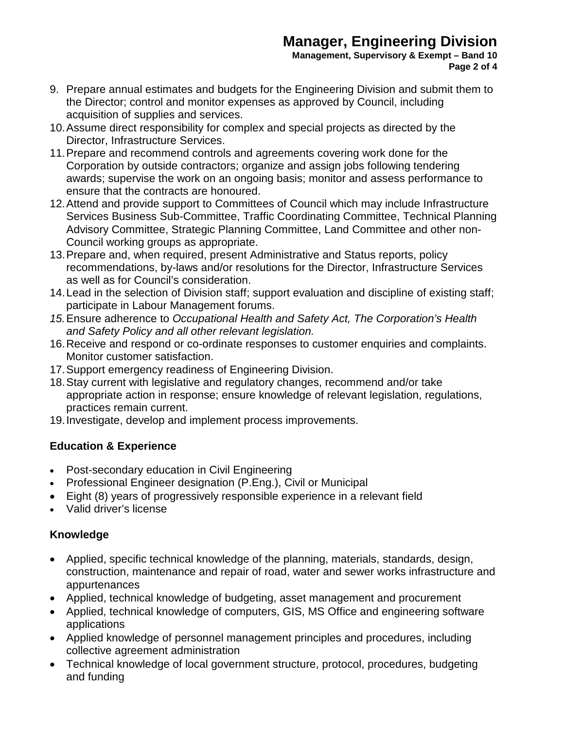9. Prepare annual estimates and budgets for the Engineering Division and submit them to the Director; control and monitor expenses as approved by Council, including acquisition of supplies and services.
10. Assume direct responsibility for complex and special projects as directed by the Director, Infrastructure Services.
11. Prepare and recommend controls and agreements covering work done for the Corporation by outside contractors; organize and assign jobs following tendering awards; supervise the work on an ongoing basis; monitor and assess performance to ensure that the contracts are honoured.
12. Attend and provide support to Committees of Council which may include Infrastructure Services Business Sub-Committee, Traffic Coordinating Committee, Technical Planning Advisory Committee, Strategic Planning Committee, Land Committee and other non-Council working groups as appropriate.
13. Prepare and, when required, present Administrative and Status reports, policy recommendations, by-laws and/or resolutions for the Director, Infrastructure Services as well as for Council's consideration.
14. Lead in the selection of Division staff; support evaluation and discipline of existing staff; participate in Labour Management forums.
15. Ensure adherence to *Occupational Health and Safety Act, The Corporation's Health and Safety Policy and all other relevant legislation.*
16. Receive and respond or co-ordinate responses to customer enquiries and complaints. Monitor customer satisfaction.
17. Support emergency readiness of Engineering Division.
18. Stay current with legislative and regulatory changes, recommend and/or take appropriate action in response; ensure knowledge of relevant legislation, regulations, practices remain current.
19. Investigate, develop and implement process improvements.

## Education & Experience

- Post-secondary education in Civil Engineering
- Professional Engineer designation (P.Eng.), Civil or Municipal
- Eight (8) years of progressively responsible experience in a relevant field
- Valid driver's license

## Knowledge

- Applied, specific technical knowledge of the planning, materials, standards, design, construction, maintenance and repair of road, water and sewer works infrastructure and appurtenances
- Applied, technical knowledge of budgeting, asset management and procurement
- Applied, technical knowledge of computers, GIS, MS Office and engineering software applications
- Applied knowledge of personnel management principles and procedures, including collective agreement administration
- Technical knowledge of local government structure, protocol, procedures, budgeting and funding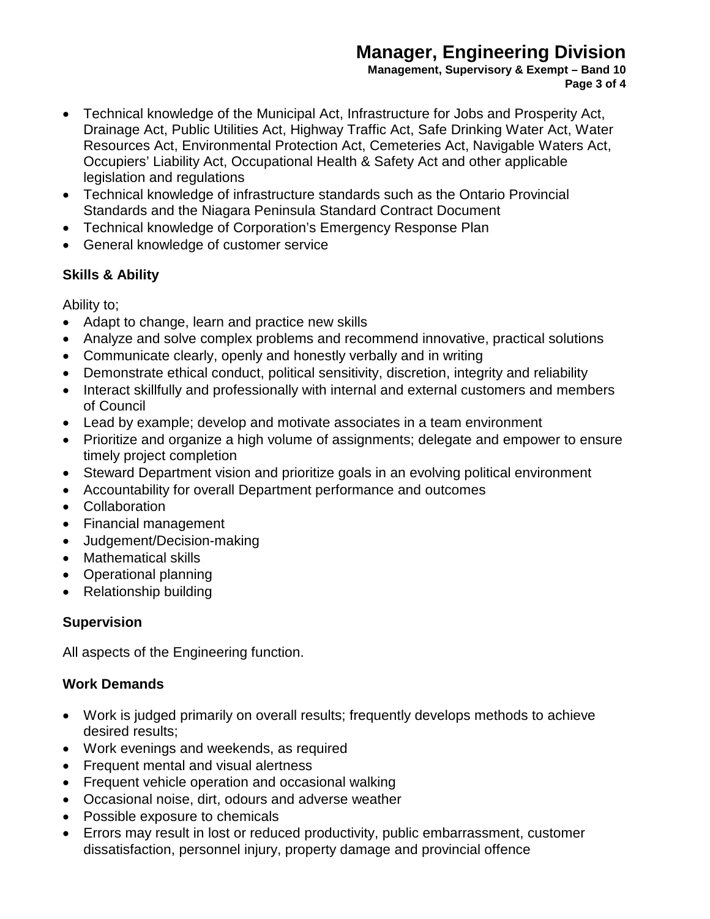- Technical knowledge of the Municipal Act, Infrastructure for Jobs and Prosperity Act, Drainage Act, Public Utilities Act, Highway Traffic Act, Safe Drinking Water Act, Water Resources Act, Environmental Protection Act, Cemeteries Act, Navigable Waters Act, Occupiers' Liability Act, Occupational Health & Safety Act and other applicable legislation and regulations
- Technical knowledge of infrastructure standards such as the Ontario Provincial Standards and the Niagara Peninsula Standard Contract Document
- Technical knowledge of Corporation's Emergency Response Plan
- General knowledge of customer service

### Skills & Ability

Ability to;

- Adapt to change, learn and practice new skills
- Analyze and solve complex problems and recommend innovative, practical solutions
- Communicate clearly, openly and honestly verbally and in writing
- Demonstrate ethical conduct, political sensitivity, discretion, integrity and reliability
- Interact skillfully and professionally with internal and external customers and members of Council
- Lead by example; develop and motivate associates in a team environment
- Prioritize and organize a high volume of assignments; delegate and empower to ensure timely project completion
- Steward Department vision and prioritize goals in an evolving political environment
- Accountability for overall Department performance and outcomes
- Collaboration
- Financial management
- Judgement/Decision-making
- Mathematical skills
- Operational planning
- Relationship building

### Supervision

All aspects of the Engineering function.

### Work Demands

- Work is judged primarily on overall results; frequently develops methods to achieve desired results;
- Work evenings and weekends, as required
- Frequent mental and visual alertness
- Frequent vehicle operation and occasional walking
- Occasional noise, dirt, odours and adverse weather
- Possible exposure to chemicals
- Errors may result in lost or reduced productivity, public embarrassment, customer dissatisfaction, personnel injury, property damage and provincial offence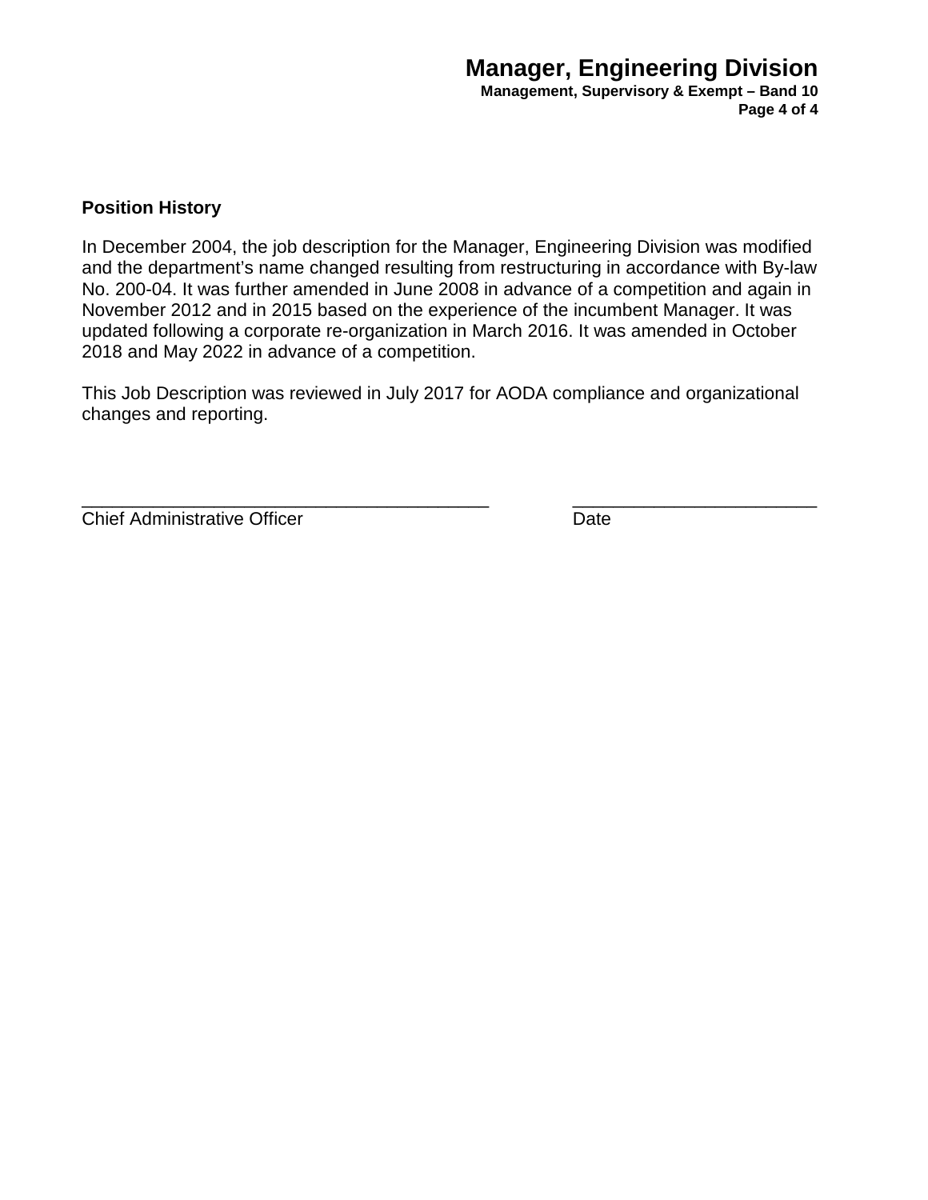## Position History

In December 2004, the job description for the Manager, Engineering Division was modified and the department's name changed resulting from restructuring in accordance with By-law No. 200-04. It was further amended in June 2008 in advance of a competition and again in November 2012 and in 2015 based on the experience of the incumbent Manager. It was updated following a corporate re-organization in March 2016. It was amended in October 2018 and May 2022 in advance of a competition.

This Job Description was reviewed in July 2017 for AODA compliance and organizational changes and reporting.

| | |
|---|---|
| ________________________________________ | ________________________ |
| Chief Administrative Officer | Date |